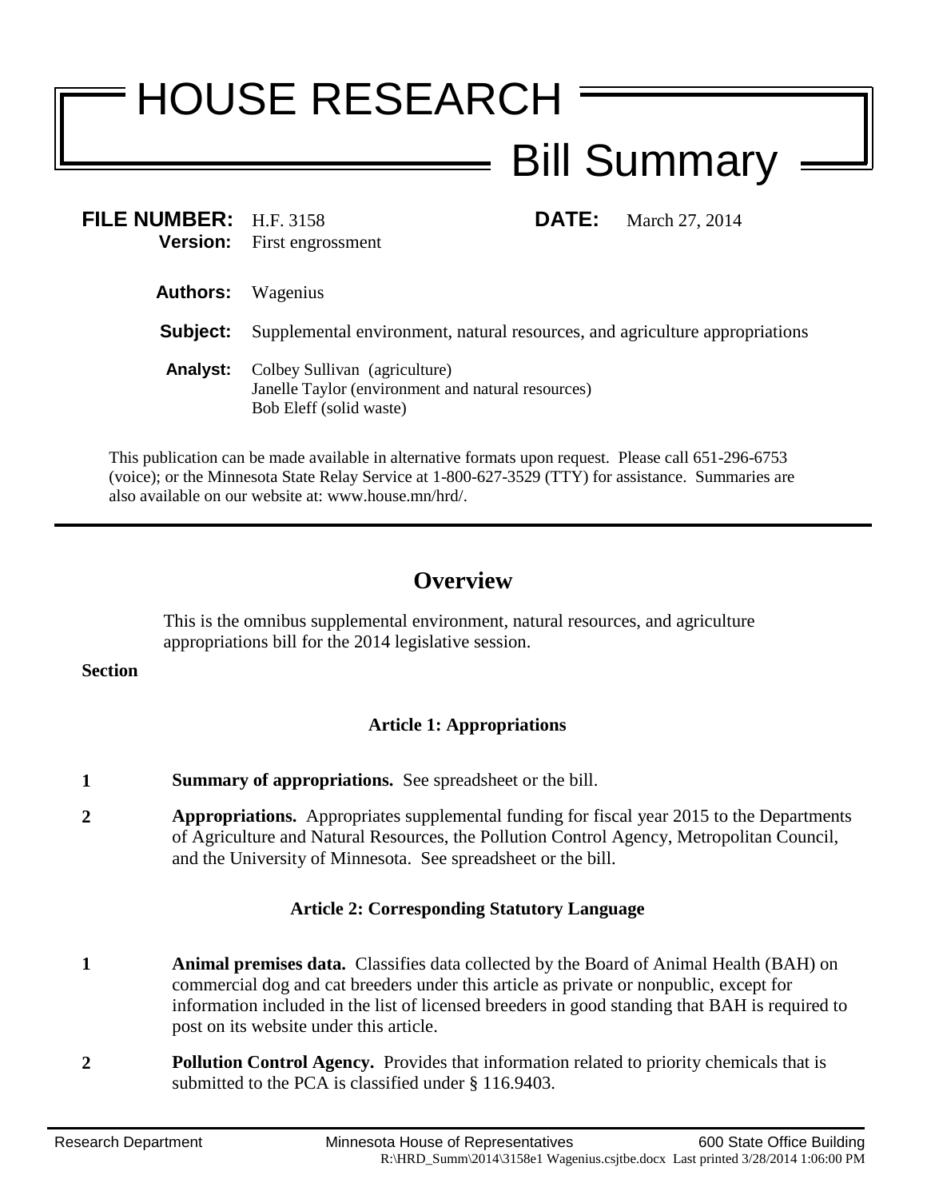# HOUSE RESEARCH

## Bill Summary

**FILE NUMBER:** H.F. 3158 **DATE:** March 27, 2014
**Version:** First engrossment

**Authors:** Wagenius

**Subject:** Supplemental environment, natural resources, and agriculture appropriations

**Analyst:** Colbey Sullivan (agriculture)
Janelle Taylor (environment and natural resources)
Bob Eleff (solid waste)

This publication can be made available in alternative formats upon request. Please call 651-296-6753 (voice); or the Minnesota State Relay Service at 1-800-627-3529 (TTY) for assistance. Summaries are also available on our website at: www.house.mn/hrd/.

---

## Overview

This is the omnibus supplemental environment, natural resources, and agriculture appropriations bill for the 2014 legislative session.

**Section**

### Article 1: Appropriations

**1** **Summary of appropriations.** See spreadsheet or the bill.

**2** **Appropriations.** Appropriates supplemental funding for fiscal year 2015 to the Departments of Agriculture and Natural Resources, the Pollution Control Agency, Metropolitan Council, and the University of Minnesota. See spreadsheet or the bill.

### Article 2: Corresponding Statutory Language

**1** **Animal premises data.** Classifies data collected by the Board of Animal Health (BAH) on commercial dog and cat breeders under this article as private or nonpublic, except for information included in the list of licensed breeders in good standing that BAH is required to post on its website under this article.

**2** **Pollution Control Agency.** Provides that information related to priority chemicals that is submitted to the PCA is classified under § 116.9403.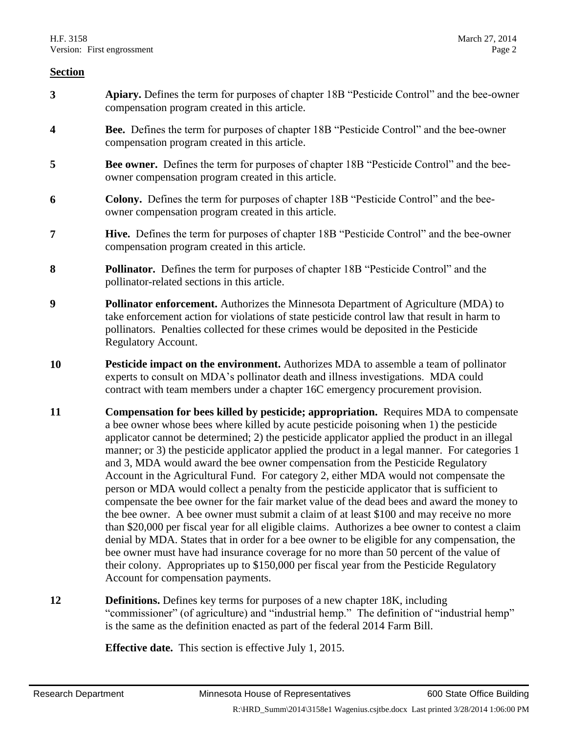**Section**

| | |
|---|---|
| **3** | **Apiary.** Defines the term for purposes of chapter 18B "Pesticide Control" and the bee-owner compensation program created in this article. |
| **4** | **Bee.** Defines the term for purposes of chapter 18B "Pesticide Control" and the bee-owner compensation program created in this article. |
| **5** | **Bee owner.** Defines the term for purposes of chapter 18B "Pesticide Control" and the bee-owner compensation program created in this article. |
| **6** | **Colony.** Defines the term for purposes of chapter 18B "Pesticide Control" and the bee-owner compensation program created in this article. |
| **7** | **Hive.** Defines the term for purposes of chapter 18B "Pesticide Control" and the bee-owner compensation program created in this article. |
| **8** | **Pollinator.** Defines the term for purposes of chapter 18B "Pesticide Control" and the pollinator-related sections in this article. |
| **9** | **Pollinator enforcement.** Authorizes the Minnesota Department of Agriculture (MDA) to take enforcement action for violations of state pesticide control law that result in harm to pollinators. Penalties collected for these crimes would be deposited in the Pesticide Regulatory Account. |
| **10** | **Pesticide impact on the environment.** Authorizes MDA to assemble a team of pollinator experts to consult on MDA's pollinator death and illness investigations. MDA could contract with team members under a chapter 16C emergency procurement provision. |
| **11** | **Compensation for bees killed by pesticide; appropriation.** Requires MDA to compensate a bee owner whose bees where killed by acute pesticide poisoning when 1) the pesticide applicator cannot be determined; 2) the pesticide applicator applied the product in an illegal manner; or 3) the pesticide applicator applied the product in a legal manner. For categories 1 and 3, MDA would award the bee owner compensation from the Pesticide Regulatory Account in the Agricultural Fund. For category 2, either MDA would not compensate the person or MDA would collect a penalty from the pesticide applicator that is sufficient to compensate the bee owner for the fair market value of the dead bees and award the money to the bee owner. A bee owner must submit a claim of at least \$100 and may receive no more than \$20,000 per fiscal year for all eligible claims. Authorizes a bee owner to contest a claim denial by MDA. States that in order for a bee owner to be eligible for any compensation, the bee owner must have had insurance coverage for no more than 50 percent of the value of their colony. Appropriates up to \$150,000 per fiscal year from the Pesticide Regulatory Account for compensation payments. |
| **12** | **Definitions.** Defines key terms for purposes of a new chapter 18K, including "commissioner" (of agriculture) and "industrial hemp." The definition of "industrial hemp" is the same as the definition enacted as part of the federal 2014 Farm Bill.<br><br>**Effective date.** This section is effective July 1, 2015. |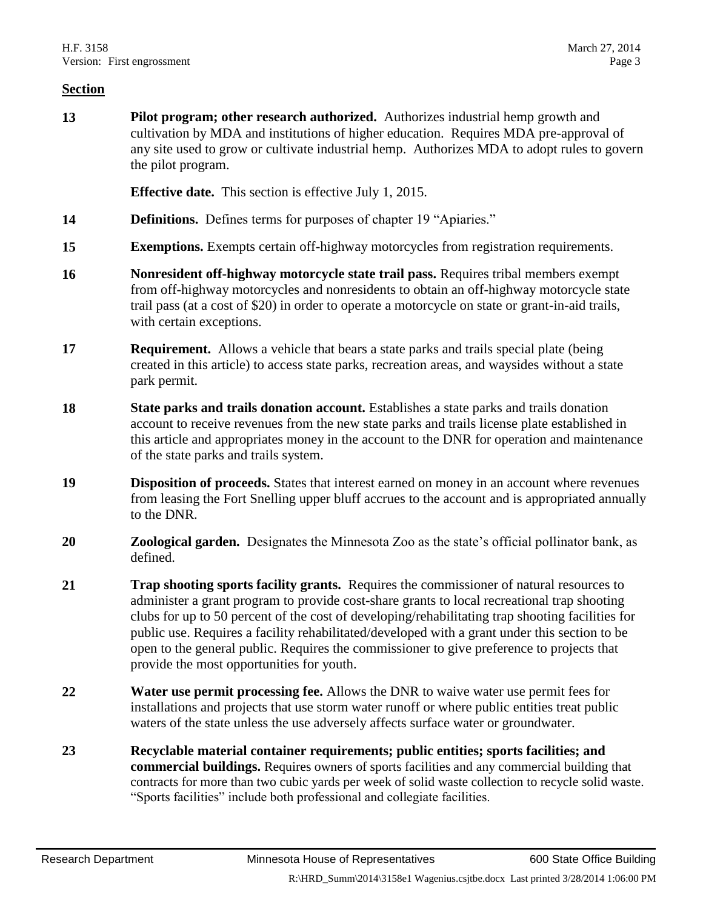**Section**

**13** **Pilot program; other research authorized.** Authorizes industrial hemp growth and cultivation by MDA and institutions of higher education. Requires MDA pre-approval of any site used to grow or cultivate industrial hemp. Authorizes MDA to adopt rules to govern the pilot program.

**Effective date.** This section is effective July 1, 2015.

**14** **Definitions.** Defines terms for purposes of chapter 19 "Apiaries."

**15** **Exemptions.** Exempts certain off-highway motorcycles from registration requirements.

**16** **Nonresident off-highway motorcycle state trail pass.** Requires tribal members exempt from off-highway motorcycles and nonresidents to obtain an off-highway motorcycle state trail pass (at a cost of $20) in order to operate a motorcycle on state or grant-in-aid trails, with certain exceptions.

**17** **Requirement.** Allows a vehicle that bears a state parks and trails special plate (being created in this article) to access state parks, recreation areas, and waysides without a state park permit.

**18** **State parks and trails donation account.** Establishes a state parks and trails donation account to receive revenues from the new state parks and trails license plate established in this article and appropriates money in the account to the DNR for operation and maintenance of the state parks and trails system.

**19** **Disposition of proceeds.** States that interest earned on money in an account where revenues from leasing the Fort Snelling upper bluff accrues to the account and is appropriated annually to the DNR.

**20** **Zoological garden.** Designates the Minnesota Zoo as the state's official pollinator bank, as defined.

**21** **Trap shooting sports facility grants.** Requires the commissioner of natural resources to administer a grant program to provide cost-share grants to local recreational trap shooting clubs for up to 50 percent of the cost of developing/rehabilitating trap shooting facilities for public use. Requires a facility rehabilitated/developed with a grant under this section to be open to the general public. Requires the commissioner to give preference to projects that provide the most opportunities for youth.

**22** **Water use permit processing fee.** Allows the DNR to waive water use permit fees for installations and projects that use storm water runoff or where public entities treat public waters of the state unless the use adversely affects surface water or groundwater.

**23** **Recyclable material container requirements; public entities; sports facilities; and commercial buildings.** Requires owners of sports facilities and any commercial building that contracts for more than two cubic yards per week of solid waste collection to recycle solid waste. "Sports facilities" include both professional and collegiate facilities.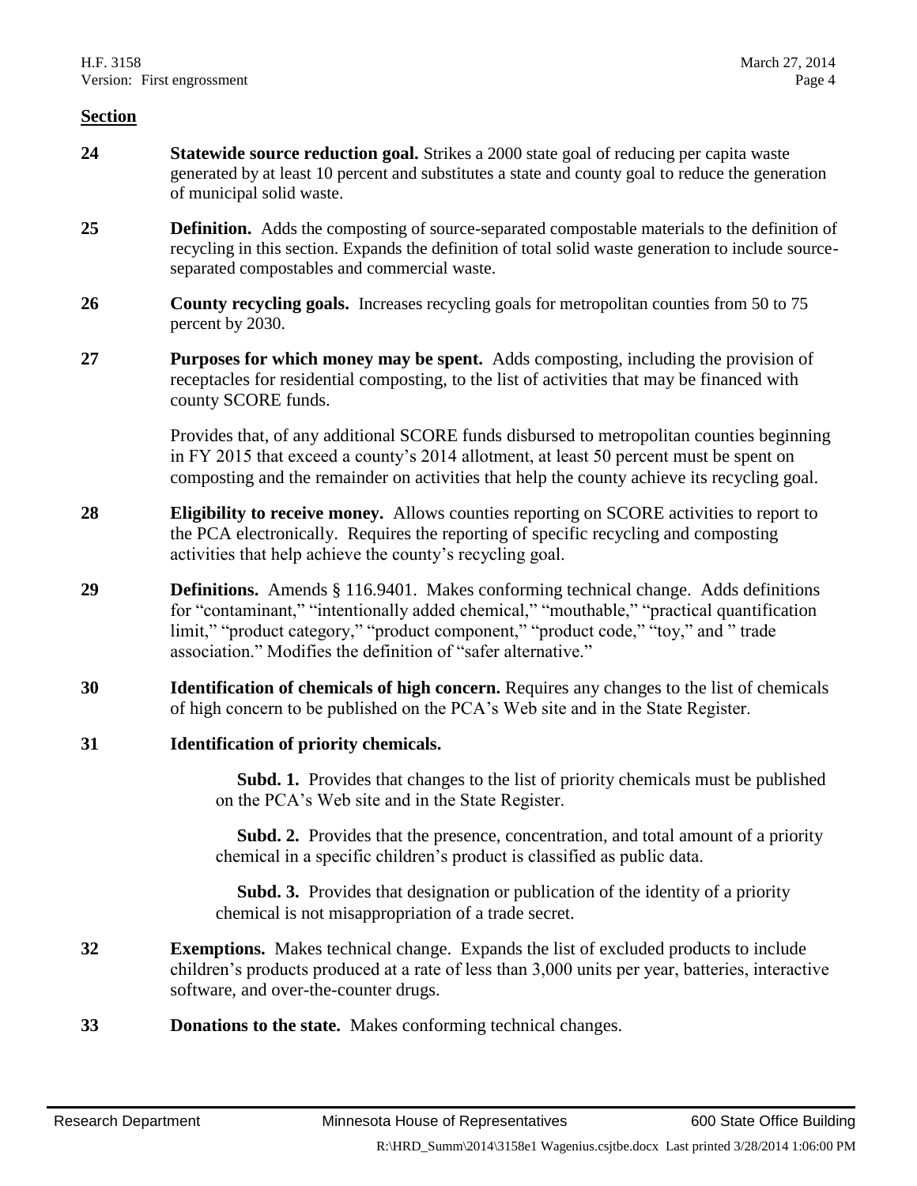**Section**

**24** **Statewide source reduction goal.** Strikes a 2000 state goal of reducing per capita waste generated by at least 10 percent and substitutes a state and county goal to reduce the generation of municipal solid waste.

**25** **Definition.** Adds the composting of source-separated compostable materials to the definition of recycling in this section. Expands the definition of total solid waste generation to include source-separated compostables and commercial waste.

**26** **County recycling goals.** Increases recycling goals for metropolitan counties from 50 to 75 percent by 2030.

**27** **Purposes for which money may be spent.** Adds composting, including the provision of receptacles for residential composting, to the list of activities that may be financed with county SCORE funds.

Provides that, of any additional SCORE funds disbursed to metropolitan counties beginning in FY 2015 that exceed a county's 2014 allotment, at least 50 percent must be spent on composting and the remainder on activities that help the county achieve its recycling goal.

**28** **Eligibility to receive money.** Allows counties reporting on SCORE activities to report to the PCA electronically. Requires the reporting of specific recycling and composting activities that help achieve the county's recycling goal.

**29** **Definitions.** Amends § 116.9401. Makes conforming technical change. Adds definitions for "contaminant," "intentionally added chemical," "mouthable," "practical quantification limit," "product category," "product component," "product code," "toy," and " trade association." Modifies the definition of "safer alternative."

**30** **Identification of chemicals of high concern.** Requires any changes to the list of chemicals of high concern to be published on the PCA's Web site and in the State Register.

**31** **Identification of priority chemicals.**

**Subd. 1.** Provides that changes to the list of priority chemicals must be published on the PCA's Web site and in the State Register.

**Subd. 2.** Provides that the presence, concentration, and total amount of a priority chemical in a specific children's product is classified as public data.

**Subd. 3.** Provides that designation or publication of the identity of a priority chemical is not misappropriation of a trade secret.

**32** **Exemptions.** Makes technical change. Expands the list of excluded products to include children's products produced at a rate of less than 3,000 units per year, batteries, interactive software, and over-the-counter drugs.

**33** **Donations to the state.** Makes conforming technical changes.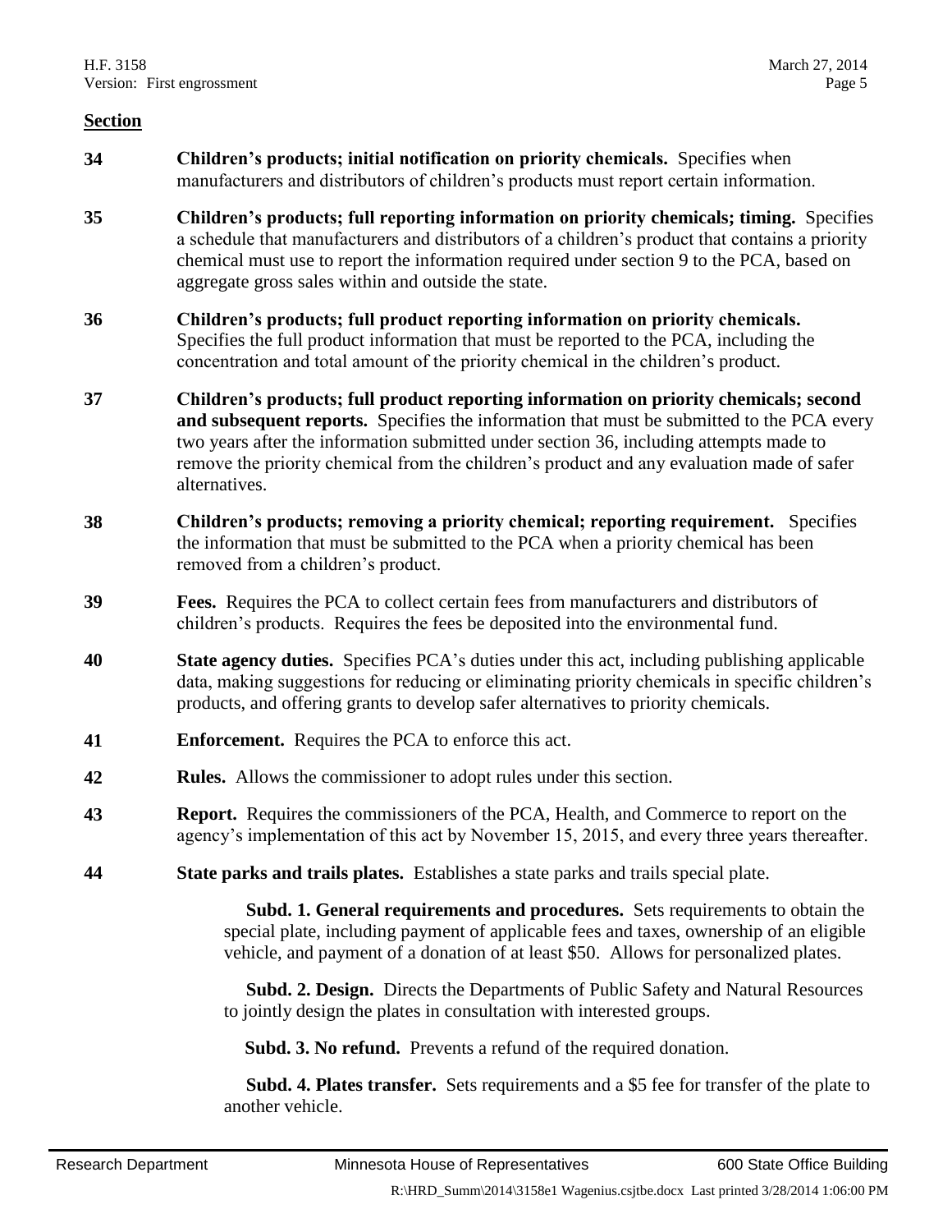**Section**

**34** **Children's products; initial notification on priority chemicals.** Specifies when manufacturers and distributors of children's products must report certain information.

**35** **Children's products; full reporting information on priority chemicals; timing.** Specifies a schedule that manufacturers and distributors of a children's product that contains a priority chemical must use to report the information required under section 9 to the PCA, based on aggregate gross sales within and outside the state.

**36** **Children's products; full product reporting information on priority chemicals.** Specifies the full product information that must be reported to the PCA, including the concentration and total amount of the priority chemical in the children's product.

**37** **Children's products; full product reporting information on priority chemicals; second and subsequent reports.** Specifies the information that must be submitted to the PCA every two years after the information submitted under section 36, including attempts made to remove the priority chemical from the children's product and any evaluation made of safer alternatives.

**38** **Children's products; removing a priority chemical; reporting requirement.** Specifies the information that must be submitted to the PCA when a priority chemical has been removed from a children's product.

**39** **Fees.** Requires the PCA to collect certain fees from manufacturers and distributors of children's products. Requires the fees be deposited into the environmental fund.

**40** **State agency duties.** Specifies PCA's duties under this act, including publishing applicable data, making suggestions for reducing or eliminating priority chemicals in specific children's products, and offering grants to develop safer alternatives to priority chemicals.

**41** **Enforcement.** Requires the PCA to enforce this act.

**42** **Rules.** Allows the commissioner to adopt rules under this section.

**43** **Report.** Requires the commissioners of the PCA, Health, and Commerce to report on the agency's implementation of this act by November 15, 2015, and every three years thereafter.

**44** **State parks and trails plates.** Establishes a state parks and trails special plate.

**Subd. 1. General requirements and procedures.** Sets requirements to obtain the special plate, including payment of applicable fees and taxes, ownership of an eligible vehicle, and payment of a donation of at least $50. Allows for personalized plates.

**Subd. 2. Design.** Directs the Departments of Public Safety and Natural Resources to jointly design the plates in consultation with interested groups.

**Subd. 3. No refund.** Prevents a refund of the required donation.

**Subd. 4. Plates transfer.** Sets requirements and a $5 fee for transfer of the plate to another vehicle.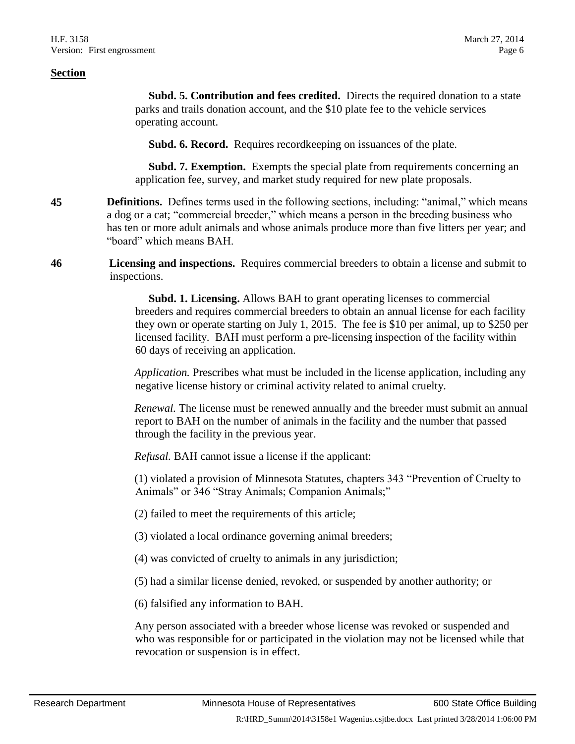**Section**

**Subd. 5. Contribution and fees credited.** Directs the required donation to a state parks and trails donation account, and the $10 plate fee to the vehicle services operating account.

**Subd. 6. Record.** Requires recordkeeping on issuances of the plate.

**Subd. 7. Exemption.** Exempts the special plate from requirements concerning an application fee, survey, and market study required for new plate proposals.

**45** **Definitions.** Defines terms used in the following sections, including: "animal," which means a dog or a cat; "commercial breeder," which means a person in the breeding business who has ten or more adult animals and whose animals produce more than five litters per year; and "board" which means BAH.

**46** **Licensing and inspections.** Requires commercial breeders to obtain a license and submit to inspections.

**Subd. 1. Licensing.** Allows BAH to grant operating licenses to commercial breeders and requires commercial breeders to obtain an annual license for each facility they own or operate starting on July 1, 2015. The fee is $10 per animal, up to $250 per licensed facility. BAH must perform a pre-licensing inspection of the facility within 60 days of receiving an application.

*Application.* Prescribes what must be included in the license application, including any negative license history or criminal activity related to animal cruelty.

*Renewal.* The license must be renewed annually and the breeder must submit an annual report to BAH on the number of animals in the facility and the number that passed through the facility in the previous year.

*Refusal.* BAH cannot issue a license if the applicant:

(1) violated a provision of Minnesota Statutes, chapters 343 "Prevention of Cruelty to Animals" or 346 "Stray Animals; Companion Animals;"

(2) failed to meet the requirements of this article;

(3) violated a local ordinance governing animal breeders;

(4) was convicted of cruelty to animals in any jurisdiction;

(5) had a similar license denied, revoked, or suspended by another authority; or

(6) falsified any information to BAH.

Any person associated with a breeder whose license was revoked or suspended and who was responsible for or participated in the violation may not be licensed while that revocation or suspension is in effect.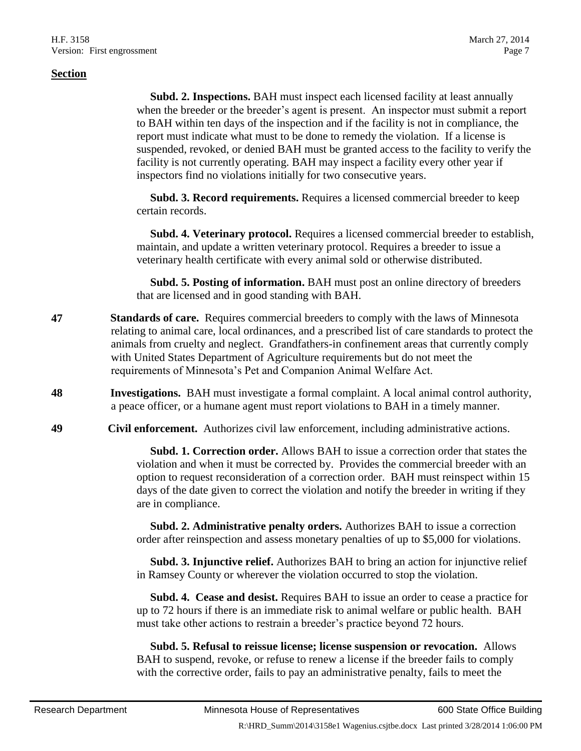**Section**

**Subd. 2. Inspections.** BAH must inspect each licensed facility at least annually when the breeder or the breeder's agent is present. An inspector must submit a report to BAH within ten days of the inspection and if the facility is not in compliance, the report must indicate what must to be done to remedy the violation. If a license is suspended, revoked, or denied BAH must be granted access to the facility to verify the facility is not currently operating. BAH may inspect a facility every other year if inspectors find no violations initially for two consecutive years.

**Subd. 3. Record requirements.** Requires a licensed commercial breeder to keep certain records.

**Subd. 4. Veterinary protocol.** Requires a licensed commercial breeder to establish, maintain, and update a written veterinary protocol. Requires a breeder to issue a veterinary health certificate with every animal sold or otherwise distributed.

**Subd. 5. Posting of information.** BAH must post an online directory of breeders that are licensed and in good standing with BAH.

**47** **Standards of care.** Requires commercial breeders to comply with the laws of Minnesota relating to animal care, local ordinances, and a prescribed list of care standards to protect the animals from cruelty and neglect. Grandfathers-in confinement areas that currently comply with United States Department of Agriculture requirements but do not meet the requirements of Minnesota's Pet and Companion Animal Welfare Act.

**48** **Investigations.** BAH must investigate a formal complaint. A local animal control authority, a peace officer, or a humane agent must report violations to BAH in a timely manner.

**49** **Civil enforcement.** Authorizes civil law enforcement, including administrative actions.

**Subd. 1. Correction order.** Allows BAH to issue a correction order that states the violation and when it must be corrected by. Provides the commercial breeder with an option to request reconsideration of a correction order. BAH must reinspect within 15 days of the date given to correct the violation and notify the breeder in writing if they are in compliance.

**Subd. 2. Administrative penalty orders.** Authorizes BAH to issue a correction order after reinspection and assess monetary penalties of up to $5,000 for violations.

**Subd. 3. Injunctive relief.** Authorizes BAH to bring an action for injunctive relief in Ramsey County or wherever the violation occurred to stop the violation.

**Subd. 4. Cease and desist.** Requires BAH to issue an order to cease a practice for up to 72 hours if there is an immediate risk to animal welfare or public health. BAH must take other actions to restrain a breeder's practice beyond 72 hours.

**Subd. 5. Refusal to reissue license; license suspension or revocation.** Allows BAH to suspend, revoke, or refuse to renew a license if the breeder fails to comply with the corrective order, fails to pay an administrative penalty, fails to meet the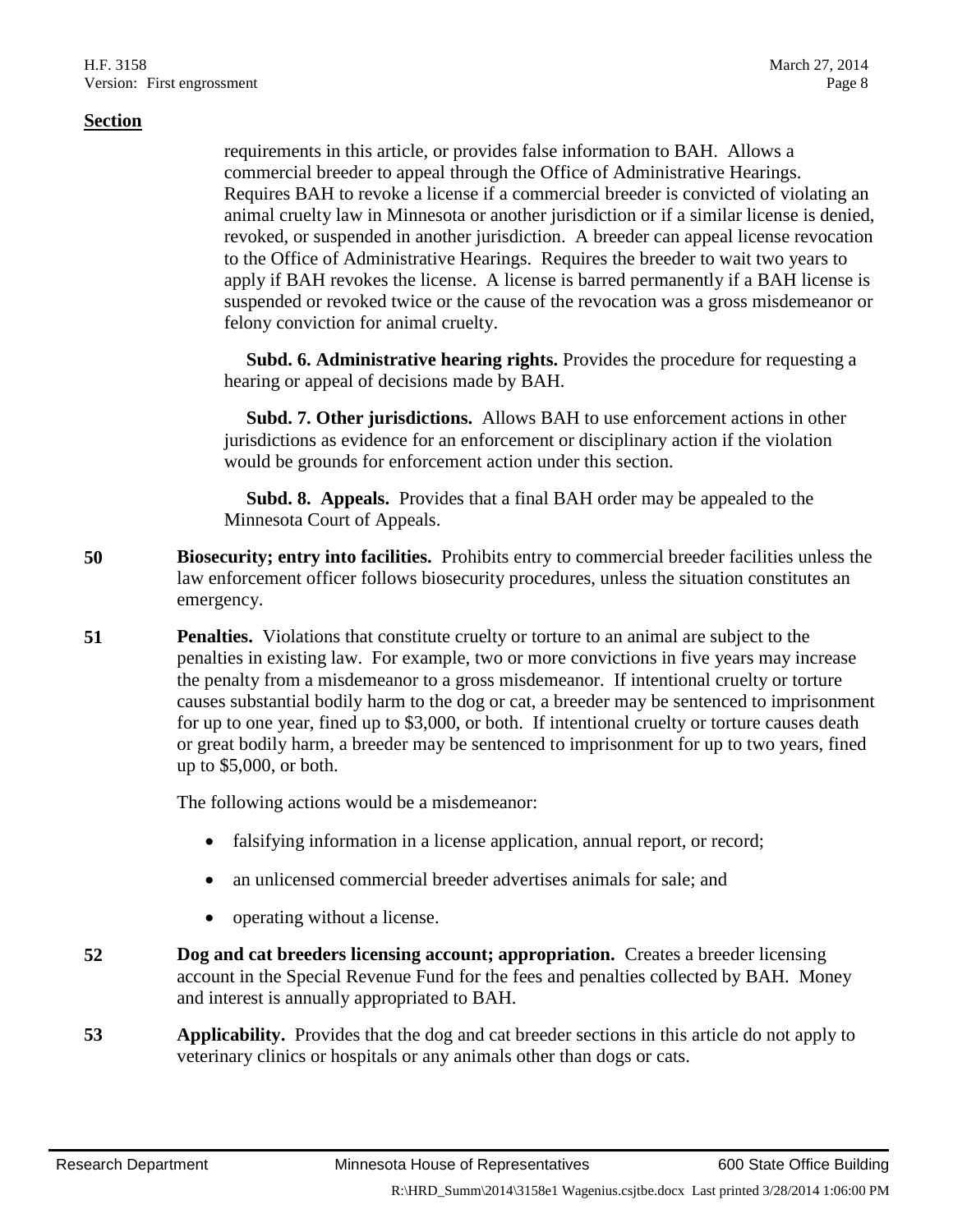**Section**

requirements in this article, or provides false information to BAH. Allows a commercial breeder to appeal through the Office of Administrative Hearings. Requires BAH to revoke a license if a commercial breeder is convicted of violating an animal cruelty law in Minnesota or another jurisdiction or if a similar license is denied, revoked, or suspended in another jurisdiction. A breeder can appeal license revocation to the Office of Administrative Hearings. Requires the breeder to wait two years to apply if BAH revokes the license. A license is barred permanently if a BAH license is suspended or revoked twice or the cause of the revocation was a gross misdemeanor or felony conviction for animal cruelty.

**Subd. 6. Administrative hearing rights.** Provides the procedure for requesting a hearing or appeal of decisions made by BAH.

**Subd. 7. Other jurisdictions.** Allows BAH to use enforcement actions in other jurisdictions as evidence for an enforcement or disciplinary action if the violation would be grounds for enforcement action under this section.

**Subd. 8. Appeals.** Provides that a final BAH order may be appealed to the Minnesota Court of Appeals.

**50** **Biosecurity; entry into facilities.** Prohibits entry to commercial breeder facilities unless the law enforcement officer follows biosecurity procedures, unless the situation constitutes an emergency.

**51** **Penalties.** Violations that constitute cruelty or torture to an animal are subject to the penalties in existing law. For example, two or more convictions in five years may increase the penalty from a misdemeanor to a gross misdemeanor. If intentional cruelty or torture causes substantial bodily harm to the dog or cat, a breeder may be sentenced to imprisonment for up to one year, fined up to $3,000, or both. If intentional cruelty or torture causes death or great bodily harm, a breeder may be sentenced to imprisonment for up to two years, fined up to $5,000, or both.

The following actions would be a misdemeanor:

- falsifying information in a license application, annual report, or record;
- an unlicensed commercial breeder advertises animals for sale; and
- operating without a license.

**52** **Dog and cat breeders licensing account; appropriation.** Creates a breeder licensing account in the Special Revenue Fund for the fees and penalties collected by BAH. Money and interest is annually appropriated to BAH.

**53** **Applicability.** Provides that the dog and cat breeder sections in this article do not apply to veterinary clinics or hospitals or any animals other than dogs or cats.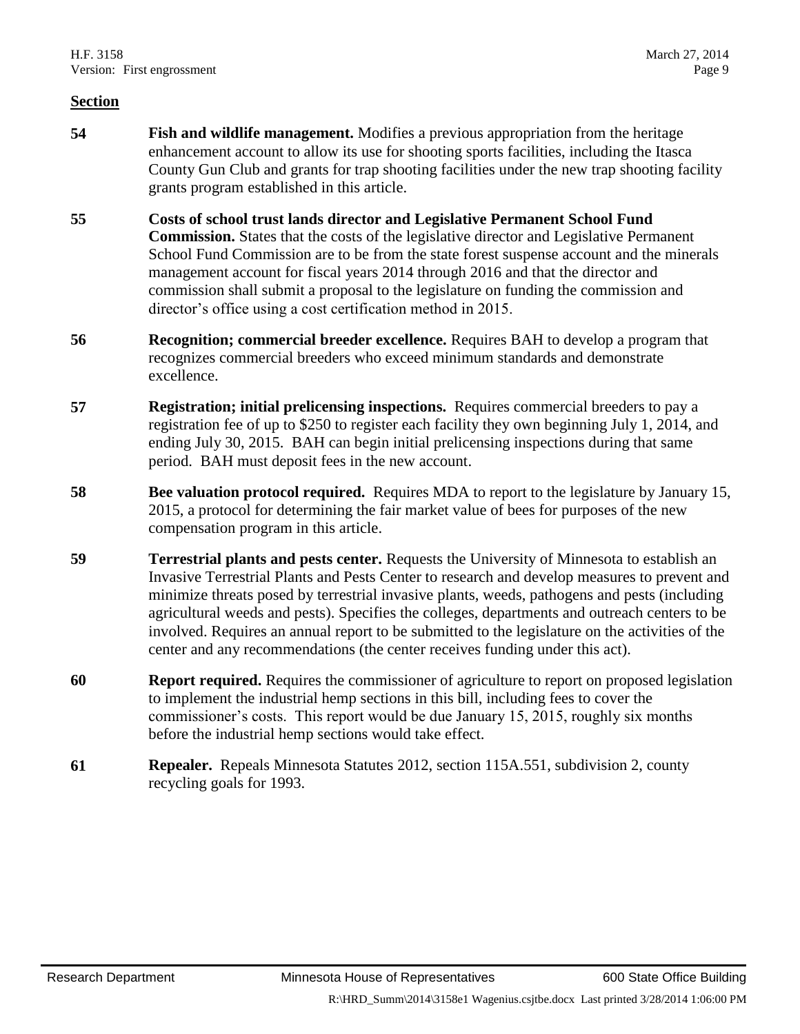**Section**

| | |
|---|---|
| **54** | **Fish and wildlife management.** Modifies a previous appropriation from the heritage enhancement account to allow its use for shooting sports facilities, including the Itasca County Gun Club and grants for trap shooting facilities under the new trap shooting facility grants program established in this article. |
| **55** | **Costs of school trust lands director and Legislative Permanent School Fund Commission.** States that the costs of the legislative director and Legislative Permanent School Fund Commission are to be from the state forest suspense account and the minerals management account for fiscal years 2014 through 2016 and that the director and commission shall submit a proposal to the legislature on funding the commission and director's office using a cost certification method in 2015. |
| **56** | **Recognition; commercial breeder excellence.** Requires BAH to develop a program that recognizes commercial breeders who exceed minimum standards and demonstrate excellence. |
| **57** | **Registration; initial prelicensing inspections.** Requires commercial breeders to pay a registration fee of up to $250 to register each facility they own beginning July 1, 2014, and ending July 30, 2015. BAH can begin initial prelicensing inspections during that same period. BAH must deposit fees in the new account. |
| **58** | **Bee valuation protocol required.** Requires MDA to report to the legislature by January 15, 2015, a protocol for determining the fair market value of bees for purposes of the new compensation program in this article. |
| **59** | **Terrestrial plants and pests center.** Requests the University of Minnesota to establish an Invasive Terrestrial Plants and Pests Center to research and develop measures to prevent and minimize threats posed by terrestrial invasive plants, weeds, pathogens and pests (including agricultural weeds and pests). Specifies the colleges, departments and outreach centers to be involved. Requires an annual report to be submitted to the legislature on the activities of the center and any recommendations (the center receives funding under this act). |
| **60** | **Report required.** Requires the commissioner of agriculture to report on proposed legislation to implement the industrial hemp sections in this bill, including fees to cover the commissioner's costs. This report would be due January 15, 2015, roughly six months before the industrial hemp sections would take effect. |
| **61** | **Repealer.** Repeals Minnesota Statutes 2012, section 115A.551, subdivision 2, county recycling goals for 1993. |